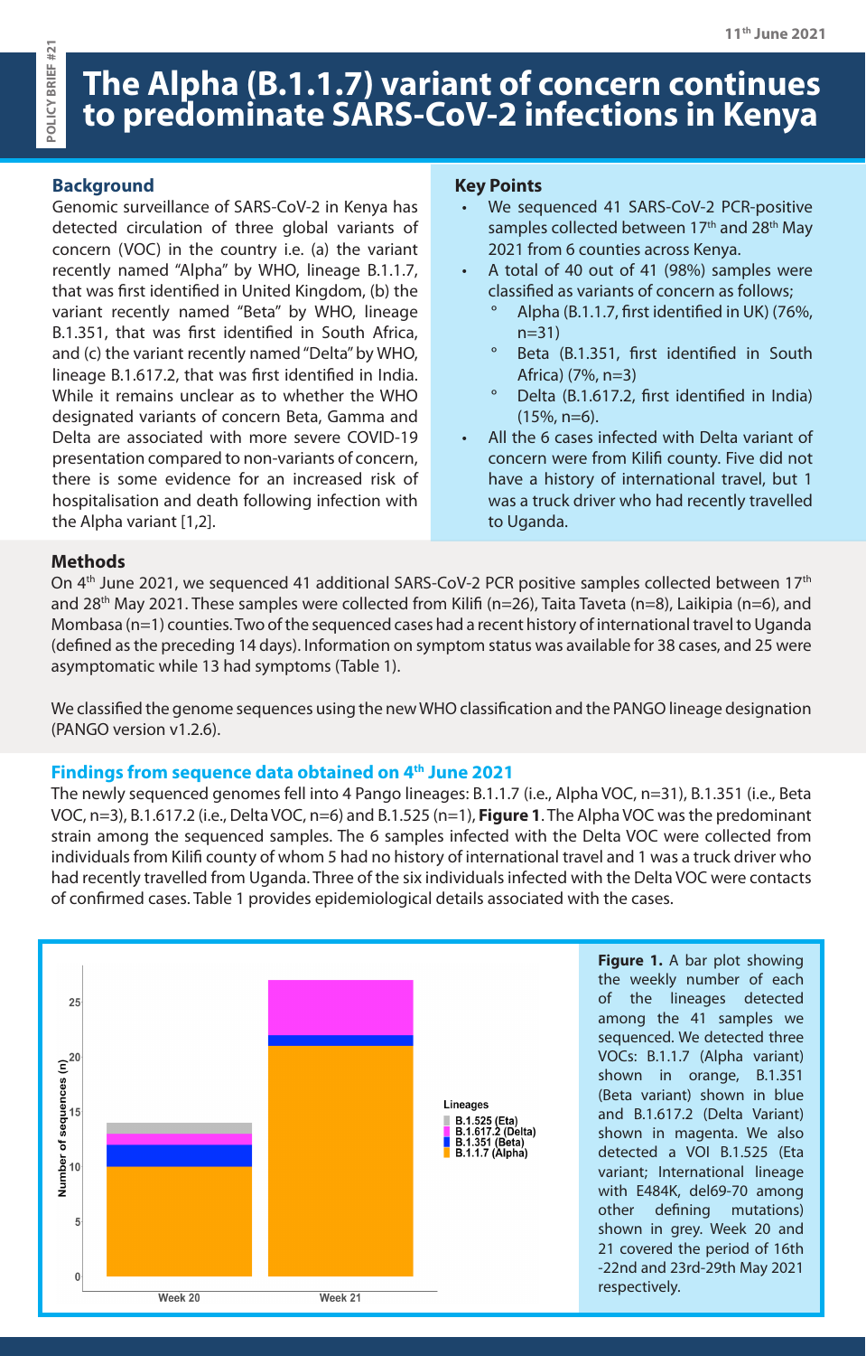11th June 2021

POLICY BRIEF #21

# The Alpha (B.1.1.7) variant of concern continues to predominate SARS-CoV-2 infections in Kenya

## Background

Genomic surveillance of SARS-CoV-2 in Kenya has detected circulation of three global variants of concern (VOC) in the country i.e. (a) the variant recently named "Alpha" by WHO, lineage B.1.1.7, that was first identified in United Kingdom, (b) the variant recently named "Beta" by WHO, lineage B.1.351, that was first identified in South Africa, and (c) the variant recently named "Delta" by WHO, lineage B.1.617.2, that was first identified in India. While it remains unclear as to whether the WHO designated variants of concern Beta, Gamma and Delta are associated with more severe COVID-19 presentation compared to non-variants of concern, there is some evidence for an increased risk of hospitalisation and death following infection with the Alpha variant [1,2].

## Key Points

- We sequenced 41 SARS-CoV-2 PCR-positive samples collected between 17th and 28th May 2021 from 6 counties across Kenya.
- A total of 40 out of 41 (98%) samples were classified as variants of concern as follows;
  - Alpha (B.1.1.7, first identified in UK) (76%, n=31)
  - Beta (B.1.351, first identified in South Africa) (7%, n=3)
  - Delta (B.1.617.2, first identified in India) (15%, n=6).
- All the 6 cases infected with Delta variant of concern were from Kilifi county. Five did not have a history of international travel, but 1 was a truck driver who had recently travelled to Uganda.

## Methods

On 4th June 2021, we sequenced 41 additional SARS-CoV-2 PCR positive samples collected between 17th and 28th May 2021. These samples were collected from Kilifi (n=26), Taita Taveta (n=8), Laikipia (n=6), and Mombasa (n=1) counties. Two of the sequenced cases had a recent history of international travel to Uganda (defined as the preceding 14 days). Information on symptom status was available for 38 cases, and 25 were asymptomatic while 13 had symptoms (Table 1).

We classified the genome sequences using the new WHO classification and the PANGO lineage designation (PANGO version v1.2.6).

## Findings from sequence data obtained on 4th June 2021

The newly sequenced genomes fell into 4 Pango lineages: B.1.1.7 (i.e., Alpha VOC, n=31), B.1.351 (i.e., Beta VOC, n=3), B.1.617.2 (i.e., Delta VOC, n=6) and B.1.525 (n=1), **Figure 1**. The Alpha VOC was the predominant strain among the sequenced samples. The 6 samples infected with the Delta VOC were collected from individuals from Kilifi county of whom 5 had no history of international travel and 1 was a truck driver who had recently travelled from Uganda. Three of the six individuals infected with the Delta VOC were contacts of confirmed cases. Table 1 provides epidemiological details associated with the cases.

**Figure 1.** A bar plot showing the weekly number of each of the lineages detected among the 41 samples we sequenced. We detected three VOCs: B.1.1.7 (Alpha variant) shown in orange, B.1.351 (Beta variant) shown in blue and B.1.617.2 (Delta Variant) shown in magenta. We also detected a VOI B.1.525 (Eta variant; International lineage with E484K, del69-70 among other defining mutations) shown in grey. Week 20 and 21 covered the period of 16th -22nd and 23rd-29th May 2021 respectively.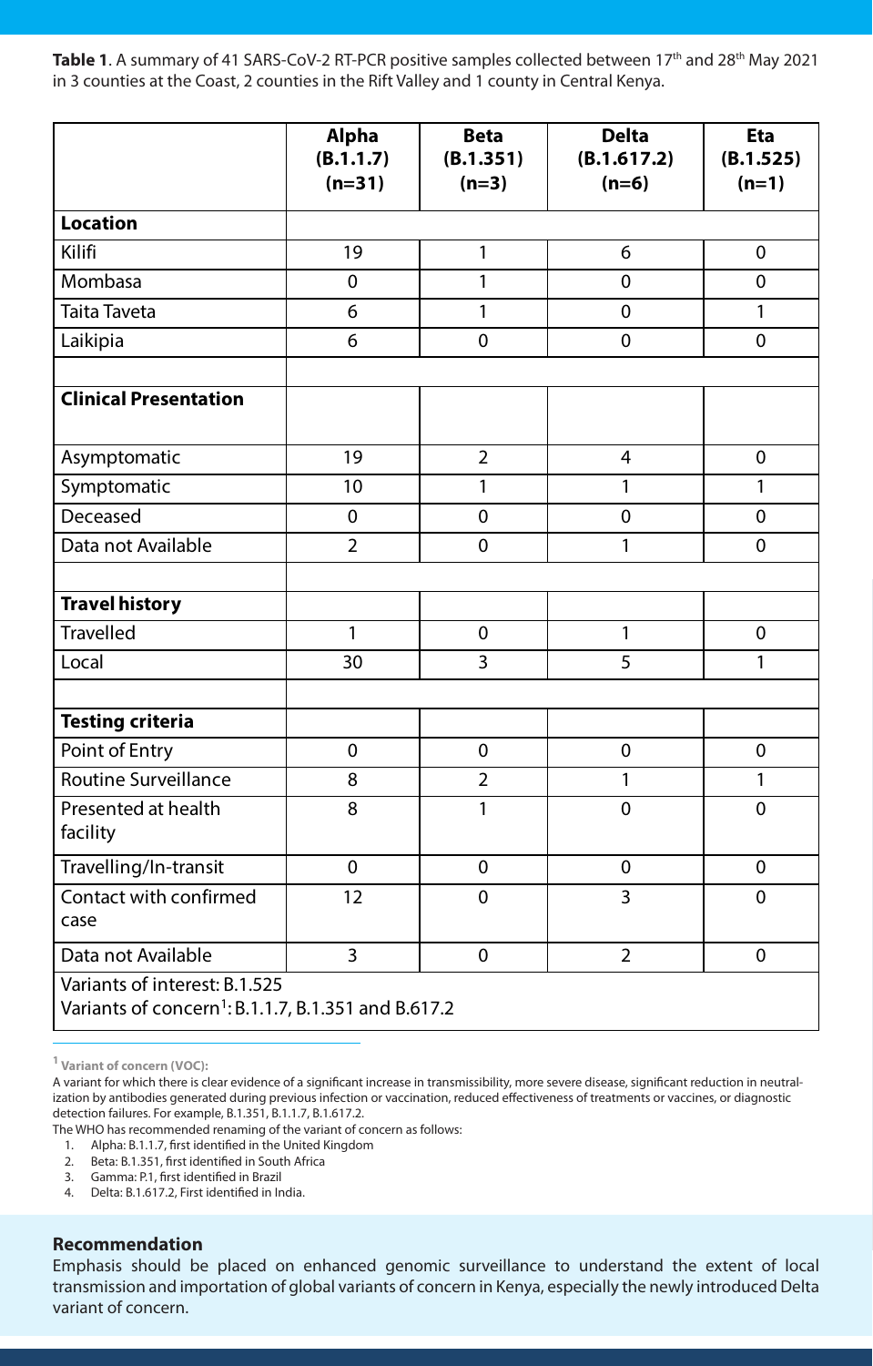**Table 1**. A summary of 41 SARS-CoV-2 RT-PCR positive samples collected between 17th and 28th May 2021 in 3 counties at the Coast, 2 counties in the Rift Valley and 1 county in Central Kenya.

| | Alpha (B.1.1.7) (n=31) | Beta (B.1.351) (n=3) | Delta (B.1.617.2) (n=6) | Eta (B.1.525) (n=1) |
|---|---|---|---|---|
| **Location** | | | | |
| Kilifi | 19 | 1 | 6 | 0 |
| Mombasa | 0 | 1 | 0 | 0 |
| Taita Taveta | 6 | 1 | 0 | 1 |
| Laikipia | 6 | 0 | 0 | 0 |
| | | | | |
| **Clinical Presentation** | | | | |
| Asymptomatic | 19 | 2 | 4 | 0 |
| Symptomatic | 10 | 1 | 1 | 1 |
| Deceased | 0 | 0 | 0 | 0 |
| Data not Available | 2 | 0 | 1 | 0 |
| | | | | |
| **Travel history** | | | | |
| Travelled | 1 | 0 | 1 | 0 |
| Local | 30 | 3 | 5 | 1 |
| | | | | |
| **Testing criteria** | | | | |
| Point of Entry | 0 | 0 | 0 | 0 |
| Routine Surveillance | 8 | 2 | 1 | 1 |
| Presented at health facility | 8 | 1 | 0 | 0 |
| Travelling/In-transit | 0 | 0 | 0 | 0 |
| Contact with confirmed case | 12 | 0 | 3 | 0 |
| Data not Available | 3 | 0 | 2 | 0 |
| Variants of interest: B.1.525<br>Variants of concern[1]: B.1.1.7, B.1.351 and B.617.2 | | | | |

[1] **Variant of concern (VOC):**

A variant for which there is clear evidence of a significant increase in transmissibility, more severe disease, significant reduction in neutralization by antibodies generated during previous infection or vaccination, reduced effectiveness of treatments or vaccines, or diagnostic detection failures. For example, B.1.351, B.1.1.7, B.1.617.2.

The WHO has recommended renaming of the variant of concern as follows:

1. Alpha: B.1.1.7, first identified in the United Kingdom
2. Beta: B.1.351, first identified in South Africa
3. Gamma: P.1, first identified in Brazil
4. Delta: B.1.617.2, First identified in India.

### Recommendation

Emphasis should be placed on enhanced genomic surveillance to understand the extent of local transmission and importation of global variants of concern in Kenya, especially the newly introduced Delta variant of concern.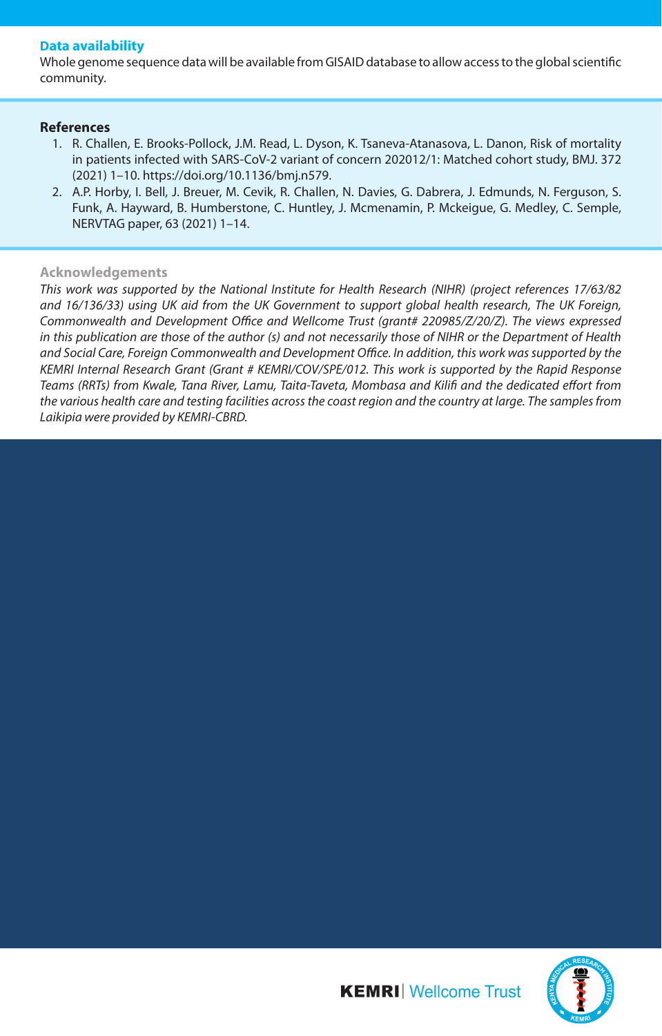## Data availability

Whole genome sequence data will be available from GISAID database to allow access to the global scientific community.

## References

1. R. Challen, E. Brooks-Pollock, J.M. Read, L. Dyson, K. Tsaneva-Atanasova, L. Danon, Risk of mortality in patients infected with SARS-CoV-2 variant of concern 202012/1: Matched cohort study, BMJ. 372 (2021) 1–10. https://doi.org/10.1136/bmj.n579.
2. A.P. Horby, I. Bell, J. Breuer, M. Cevik, R. Challen, N. Davies, G. Dabrera, J. Edmunds, N. Ferguson, S. Funk, A. Hayward, B. Humberstone, C. Huntley, J. Mcmenamin, P. Mckeigue, G. Medley, C. Semple, NERVTAG paper, 63 (2021) 1–14.

## Acknowledgements

*This work was supported by the National Institute for Health Research (NIHR) (project references 17/63/82 and 16/136/33) using UK aid from the UK Government to support global health research, The UK Foreign, Commonwealth and Development Office and Wellcome Trust (grant# 220985/Z/20/Z). The views expressed in this publication are those of the author (s) and not necessarily those of NIHR or the Department of Health and Social Care, Foreign Commonwealth and Development Office. In addition, this work was supported by the KEMRI Internal Research Grant (Grant # KEMRI/COV/SPE/012. This work is supported by the Rapid Response Teams (RRTs) from Kwale, Tana River, Lamu, Taita-Taveta, Mombasa and Kilifi and the dedicated effort from the various health care and testing facilities across the coast region and the country at large. The samples from Laikipia were provided by KEMRI-CBRD.*

KEMRI | Wellcome Trust